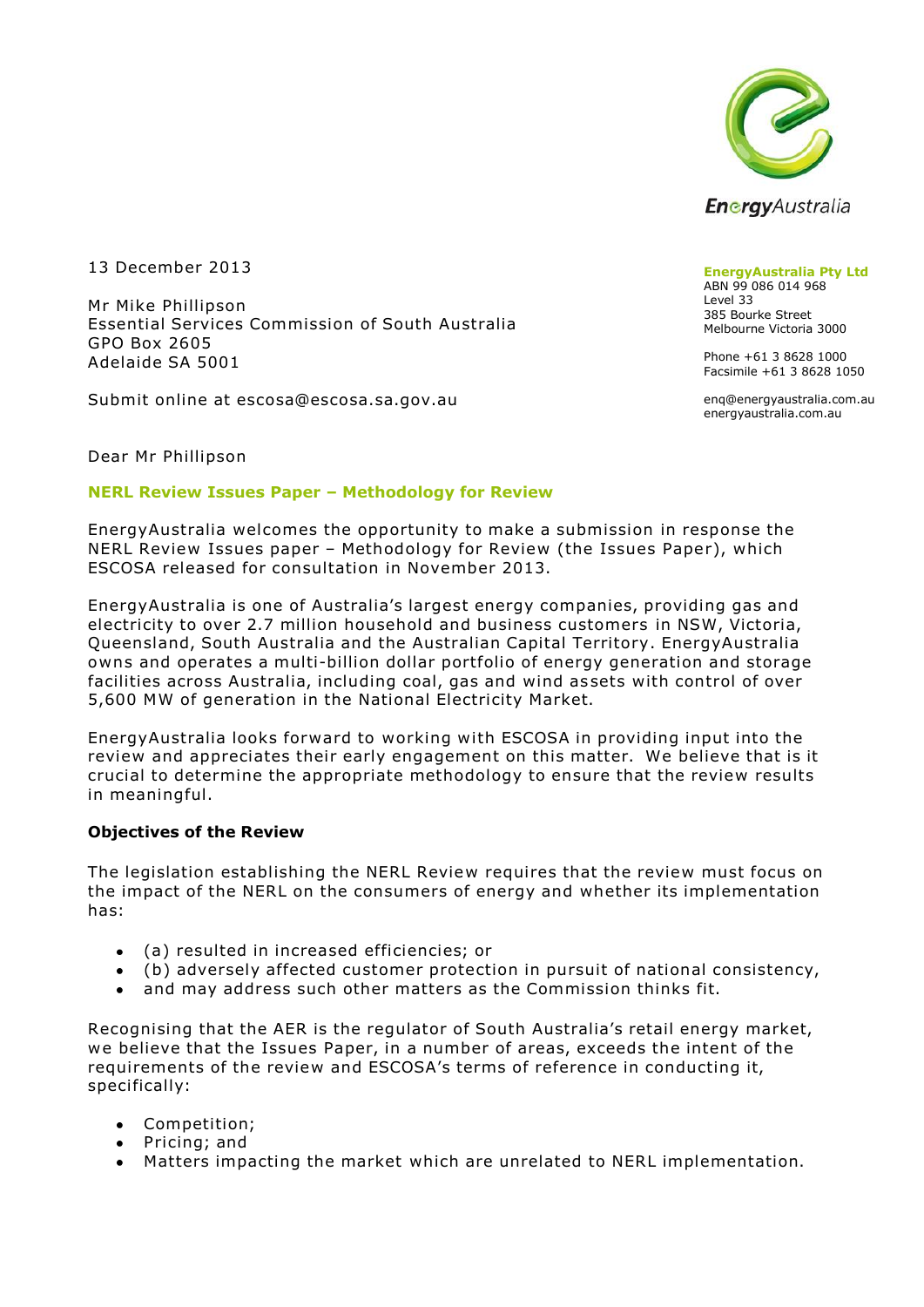EnergyAustralia

**EnergyAustralia Pty Ltd**
ABN 99 086 014 968
Level 33
385 Bourke Street
Melbourne Victoria 3000

Phone +61 3 8628 1000
Facsimile +61 3 8628 1050

enq@energyaustralia.com.au
energyaustralia.com.au

13 December 2013

Mr Mike Phillipson
Essential Services Commission of South Australia
GPO Box 2605
Adelaide SA 5001

Submit online at escosa@escosa.sa.gov.au

Dear Mr Phillipson

## NERL Review Issues Paper – Methodology for Review

EnergyAustralia welcomes the opportunity to make a submission in response the NERL Review Issues paper – Methodology for Review (the Issues Paper), which ESCOSA released for consultation in November 2013.

EnergyAustralia is one of Australia's largest energy companies, providing gas and electricity to over 2.7 million household and business customers in NSW, Victoria, Queensland, South Australia and the Australian Capital Territory. EnergyAustralia owns and operates a multi-billion dollar portfolio of energy generation and storage facilities across Australia, including coal, gas and wind assets with control of over 5,600 MW of generation in the National Electricity Market.

EnergyAustralia looks forward to working with ESCOSA in providing input into the review and appreciates their early engagement on this matter. We believe that is it crucial to determine the appropriate methodology to ensure that the review results in meaningful.

**Objectives of the Review**

The legislation establishing the NERL Review requires that the review must focus on the impact of the NERL on the consumers of energy and whether its implementation has:

- (a) resulted in increased efficiencies; or
- (b) adversely affected customer protection in pursuit of national consistency,
- and may address such other matters as the Commission thinks fit.

Recognising that the AER is the regulator of South Australia's retail energy market, we believe that the Issues Paper, in a number of areas, exceeds the intent of the requirements of the review and ESCOSA's terms of reference in conducting it, specifically:

- Competition;
- Pricing; and
- Matters impacting the market which are unrelated to NERL implementation.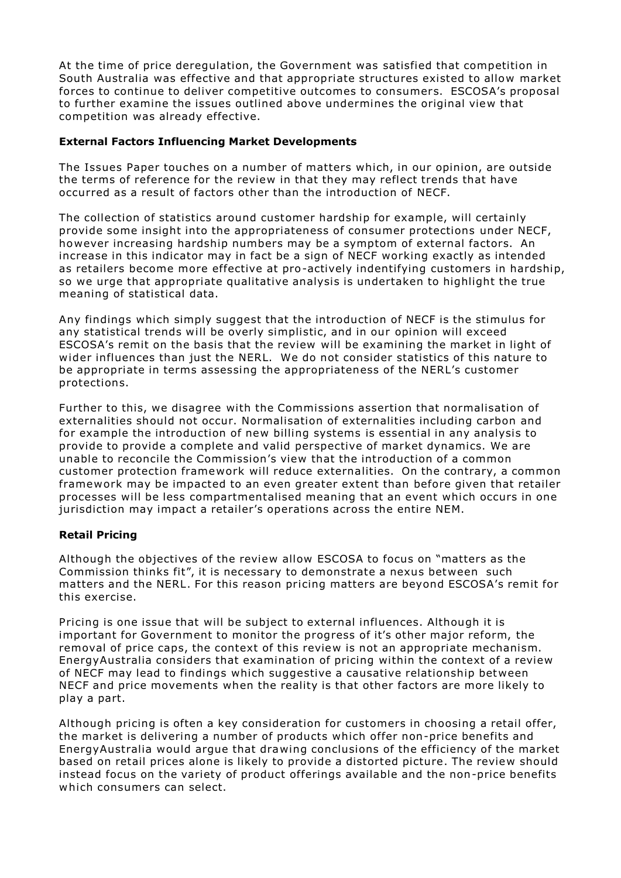At the time of price deregulation, the Government was satisfied that competition in South Australia was effective and that appropriate structures existed to allow market forces to continue to deliver competitive outcomes to consumers. ESCOSA's proposal to further examine the issues outlined above undermines the original view that competition was already effective.

**External Factors Influencing Market Developments**

The Issues Paper touches on a number of matters which, in our opinion, are outside the terms of reference for the review in that they may reflect trends that have occurred as a result of factors other than the introduction of NECF.

The collection of statistics around customer hardship for example, will certainly provide some insight into the appropriateness of consumer protections under NECF, however increasing hardship numbers may be a symptom of external factors. An increase in this indicator may in fact be a sign of NECF working exactly as intended as retailers become more effective at pro-actively indentifying customers in hardship, so we urge that appropriate qualitative analysis is undertaken to highlight the true meaning of statistical data.

Any findings which simply suggest that the introduction of NECF is the stimulus for any statistical trends will be overly simplistic, and in our opinion will exceed ESCOSA's remit on the basis that the review will be examining the market in light of wider influences than just the NERL. We do not consider statistics of this nature to be appropriate in terms assessing the appropriateness of the NERL's customer protections.

Further to this, we disagree with the Commissions assertion that normalisation of externalities should not occur. Normalisation of externalities including carbon and for example the introduction of new billing systems is essential in any analysis to provide to provide a complete and valid perspective of market dynamics. We are unable to reconcile the Commission's view that the introduction of a common customer protection framework will reduce externalities. On the contrary, a common framework may be impacted to an even greater extent than before given that retailer processes will be less compartmentalised meaning that an event which occurs in one jurisdiction may impact a retailer's operations across the entire NEM.

**Retail Pricing**

Although the objectives of the review allow ESCOSA to focus on "matters as the Commission thinks fit", it is necessary to demonstrate a nexus between such matters and the NERL. For this reason pricing matters are beyond ESCOSA's remit for this exercise.

Pricing is one issue that will be subject to external influences. Although it is important for Government to monitor the progress of it's other major reform, the removal of price caps, the context of this review is not an appropriate mechanism. EnergyAustralia considers that examination of pricing within the context of a review of NECF may lead to findings which suggestive a causative relationship between NECF and price movements when the reality is that other factors are more likely to play a part.

Although pricing is often a key consideration for customers in choosing a retail offer, the market is delivering a number of products which offer non-price benefits and EnergyAustralia would argue that drawing conclusions of the efficiency of the market based on retail prices alone is likely to provide a distorted picture. The review should instead focus on the variety of product offerings available and the non-price benefits which consumers can select.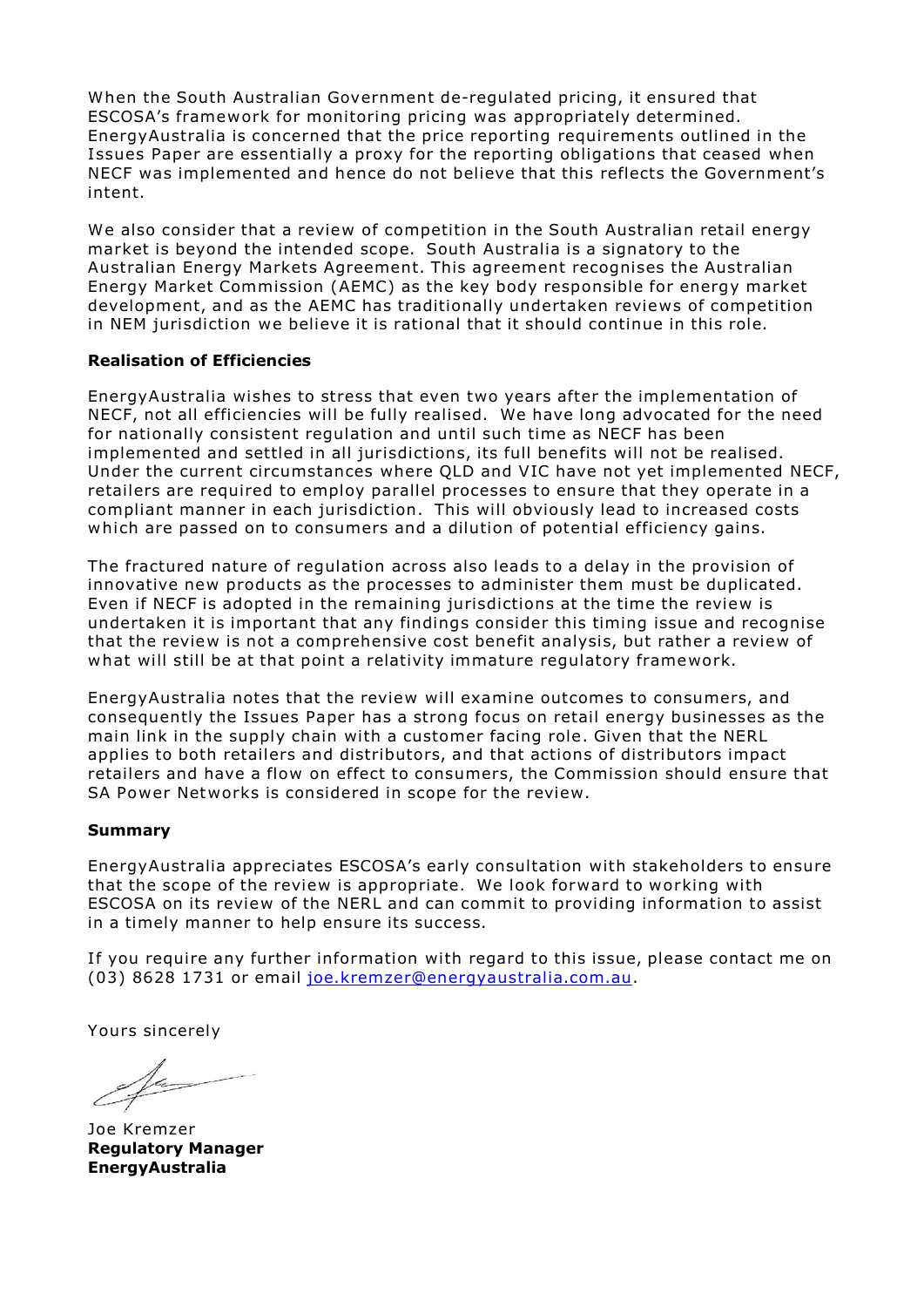When the South Australian Government de-regulated pricing, it ensured that ESCOSA's framework for monitoring pricing was appropriately determined. EnergyAustralia is concerned that the price reporting requirements outlined in the Issues Paper are essentially a proxy for the reporting obligations that ceased when NECF was implemented and hence do not believe that this reflects the Government's intent.

We also consider that a review of competition in the South Australian retail energy market is beyond the intended scope. South Australia is a signatory to the Australian Energy Markets Agreement. This agreement recognises the Australian Energy Market Commission (AEMC) as the key body responsible for energy market development, and as the AEMC has traditionally undertaken reviews of competition in NEM jurisdiction we believe it is rational that it should continue in this role.

**Realisation of Efficiencies**

EnergyAustralia wishes to stress that even two years after the implementation of NECF, not all efficiencies will be fully realised. We have long advocated for the need for nationally consistent regulation and until such time as NECF has been implemented and settled in all jurisdictions, its full benefits will not be realised. Under the current circumstances where QLD and VIC have not yet implemented NECF, retailers are required to employ parallel processes to ensure that they operate in a compliant manner in each jurisdiction. This will obviously lead to increased costs which are passed on to consumers and a dilution of potential efficiency gains.

The fractured nature of regulation across also leads to a delay in the provision of innovative new products as the processes to administer them must be duplicated. Even if NECF is adopted in the remaining jurisdictions at the time the review is undertaken it is important that any findings consider this timing issue and recognise that the review is not a comprehensive cost benefit analysis, but rather a review of what will still be at that point a relativity immature regulatory framework.

EnergyAustralia notes that the review will examine outcomes to consumers, and consequently the Issues Paper has a strong focus on retail energy businesses as the main link in the supply chain with a customer facing role. Given that the NERL applies to both retailers and distributors, and that actions of distributors impact retailers and have a flow on effect to consumers, the Commission should ensure that SA Power Networks is considered in scope for the review.

**Summary**

EnergyAustralia appreciates ESCOSA's early consultation with stakeholders to ensure that the scope of the review is appropriate. We look forward to working with ESCOSA on its review of the NERL and can commit to providing information to assist in a timely manner to help ensure its success.

If you require any further information with regard to this issue, please contact me on (03) 8628 1731 or email joe.kremzer@energyaustralia.com.au.

Yours sincerely

Joe Kremzer
**Regulatory Manager**
**EnergyAustralia**